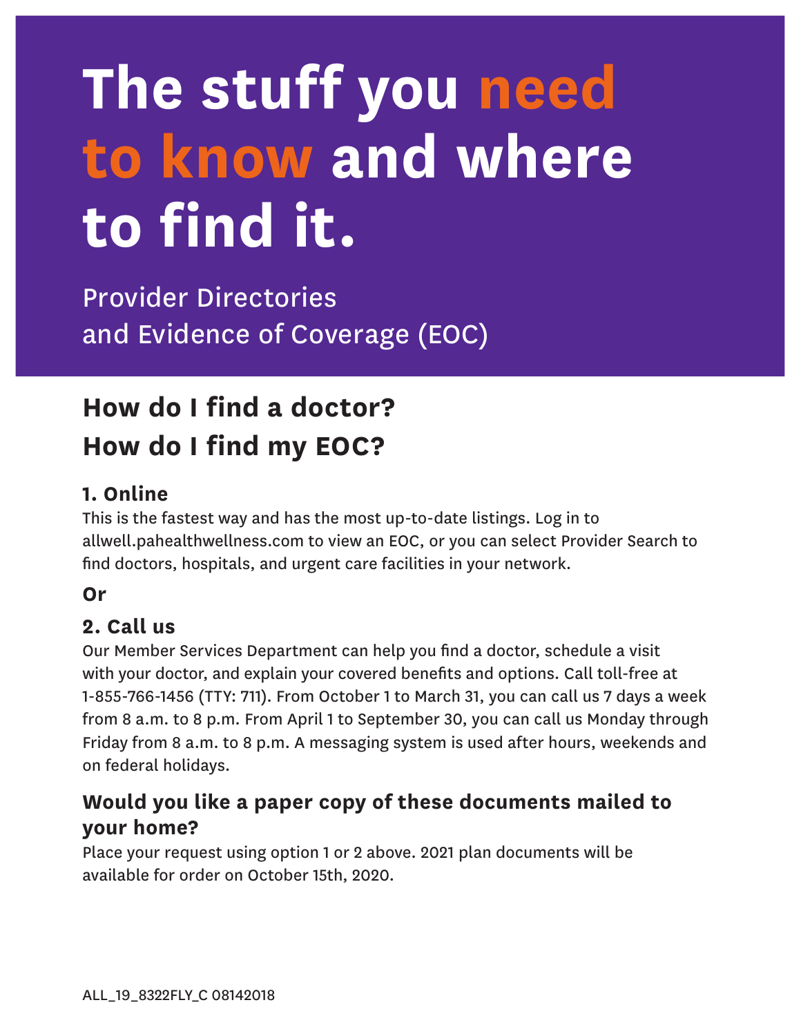# The stuff you need to know and where to find it.

Provider Directories
and Evidence of Coverage (EOC)

## How do I find a doctor?
## How do I find my EOC?

### 1. Online

This is the fastest way and has the most up-to-date listings. Log in to allwell.pahealthwellness.com to view an EOC, or you can select Provider Search to find doctors, hospitals, and urgent care facilities in your network.

**Or**

### 2. Call us

Our Member Services Department can help you find a doctor, schedule a visit with your doctor, and explain your covered benefits and options. Call toll-free at 1-855-766-1456 (TTY: 711). From October 1 to March 31, you can call us 7 days a week from 8 a.m. to 8 p.m. From April 1 to September 30, you can call us Monday through Friday from 8 a.m. to 8 p.m. A messaging system is used after hours, weekends and on federal holidays.

### Would you like a paper copy of these documents mailed to your home?

Place your request using option 1 or 2 above. 2021 plan documents will be available for order on October 15th, 2020.

ALL_19_8322FLY_C 08142018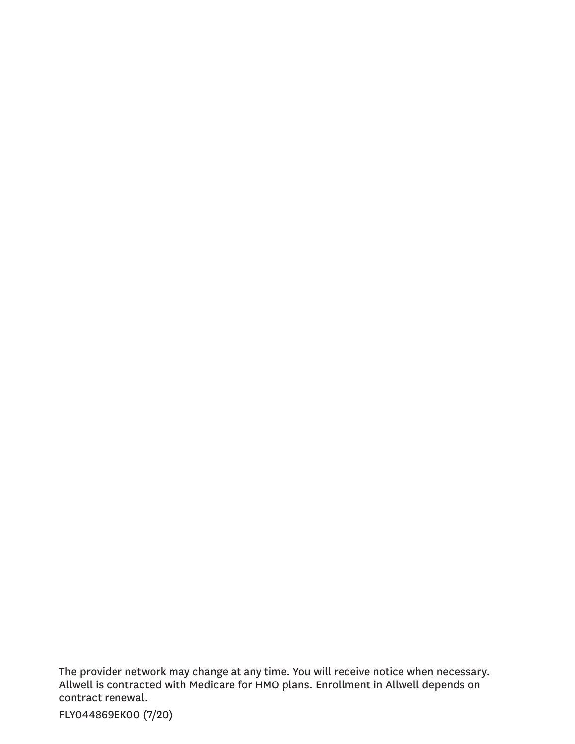The provider network may change at any time. You will receive notice when necessary. Allwell is contracted with Medicare for HMO plans. Enrollment in Allwell depends on contract renewal.

FLY044869EK00 (7/20)